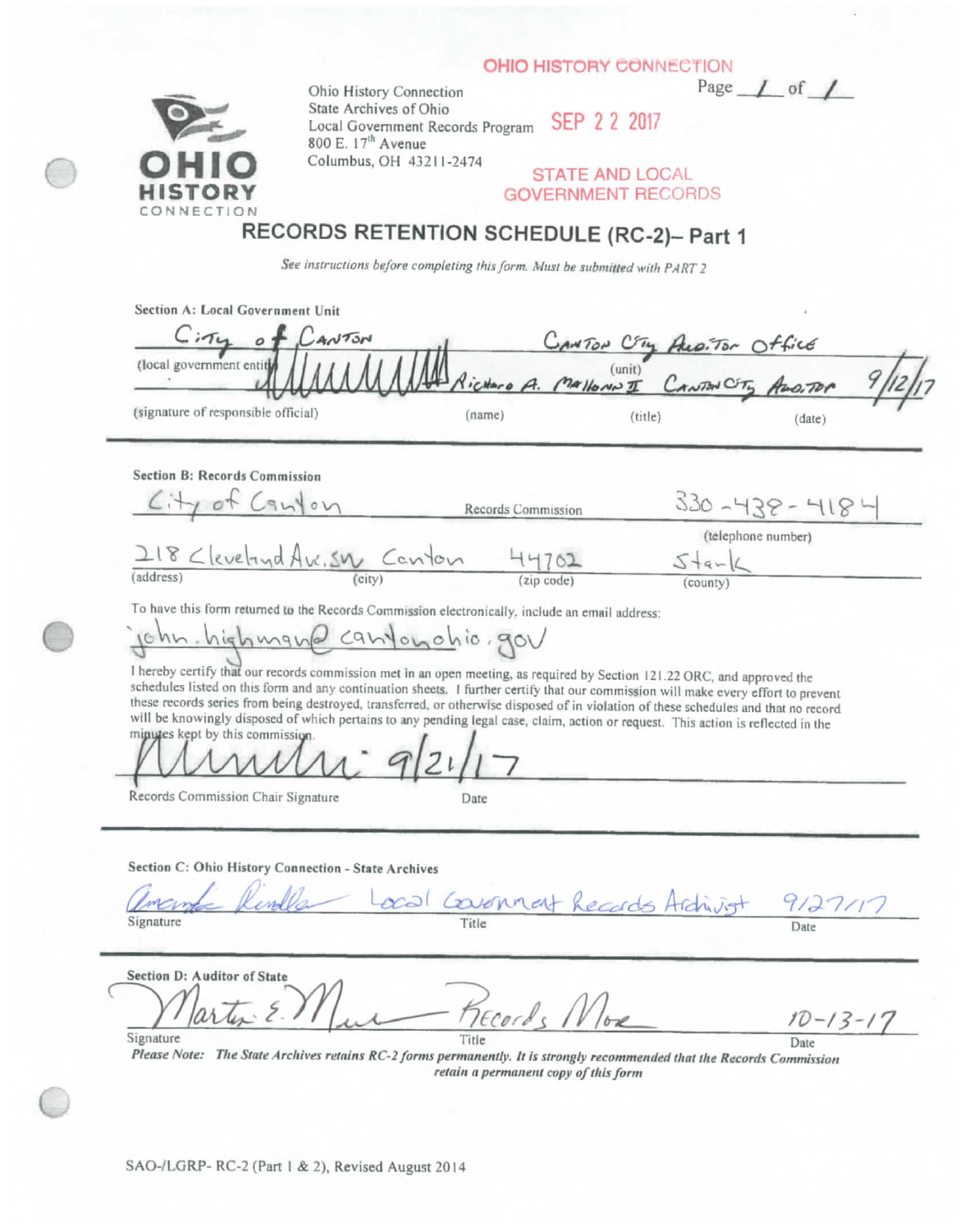OHIO HISTORY CONNECTION

Ohio History Connection
State Archives of Ohio
Local Government Records Program
800 E. 17th Avenue
Columbus, OH 43211-2474

SEP 22 2017

STATE AND LOCAL GOVERNMENT RECORDS

Page 1 of 1

# RECORDS RETENTION SCHEDULE (RC-2)– Part 1

*See instructions before completing this form. Must be submitted with PART 2*

**Section A: Local Government Unit**

City of Canton (local government entity) — Canton City Auditor Office (unit)

(signature of responsible official) — Richard A. Mallonn II (name) — Canton City Auditor (title) — 9/12/17 (date)

**Section B: Records Commission**

City of Canton Records Commission — 330-438-4184 (telephone number)

218 Cleveland Ave. SW (address) Canton (city) 44702 (zip code) Stark (county)

To have this form returned to the Records Commission electronically, include an email address:

john.highman@cantonohio.gov

I hereby certify that our records commission met in an open meeting, as required by Section 121.22 ORC, and approved the schedules listed on this form and any continuation sheets. I further certify that our commission will make every effort to prevent these records series from being destroyed, transferred, or otherwise disposed of in violation of these schedules and that no record will be knowingly disposed of which pertains to any pending legal case, claim, action or request. This action is reflected in the minutes kept by this commission.

Records Commission Chair Signature — Date: 9/21/17

**Section C: Ohio History Connection - State Archives**

Signature: Amanda Rindler — Title: Local Government Records Archivist — Date: 9/27/17

**Section D: Auditor of State**

Signature: Martin E. Moe — Title: Records Mgr — Date: 10-13-17

*Please Note: The State Archives retains RC-2 forms permanently. It is strongly recommended that the Records Commission retain a permanent copy of this form*

SAO-/LGRP- RC-2 (Part 1 & 2), Revised August 2014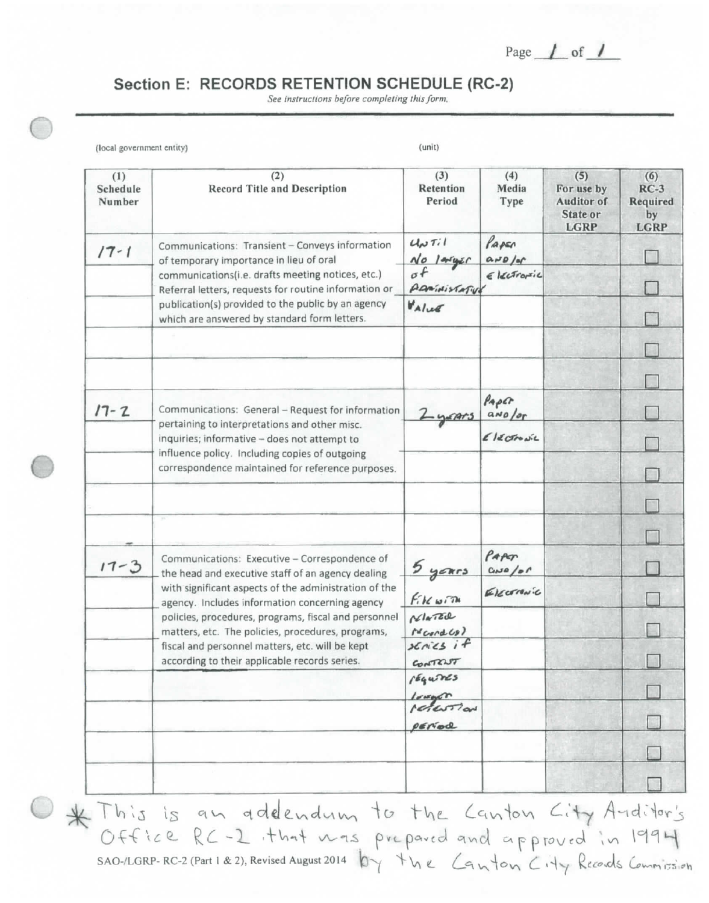## Section E: RECORDS RETENTION SCHEDULE (RC-2)

*See instructions before completing this form.*

(local government entity) (unit)

| (1) Schedule Number | (2) Record Title and Description | (3) Retention Period | (4) Media Type | (5) For use by Auditor of State or LGRP | (6) RC-3 Required by LGRP |
|---|---|---|---|---|---|
| 17-1 | Communications: Transient – Conveys information of temporary importance in lieu of oral communications(i.e. drafts meeting notices, etc.) Referral letters, requests for routine information or publication(s) provided to the public by an agency which are answered by standard form letters. | Until no longer of administrative value | Paper and/or Electronic | | ☐ |
| 17-2 | Communications: General – Request for information pertaining to interpretations and other misc. inquiries; informative – does not attempt to influence policy. Including copies of outgoing correspondence maintained for reference purposes. | 2 years | Paper and/or Electronic | | ☐ |
| 17-3 | Communications: Executive – Correspondence of the head and executive staff of an agency dealing with significant aspects of the administration of the agency. Includes information concerning agency policies, procedures, programs, fiscal and personnel matters, etc. The policies, procedures, programs, fiscal and personnel matters, etc. will be kept according to their applicable records series. | 5 years File with related record(s) series if content requires longer retention period | Paper and/or Electronic | | ☐ |

\* This is an addendum to the Canton City Auditor's Office RC-2 that was prepared and approved in 1994 by the Canton City Records Commission

SAO-/LGRP- RC-2 (Part 1 & 2), Revised August 2014